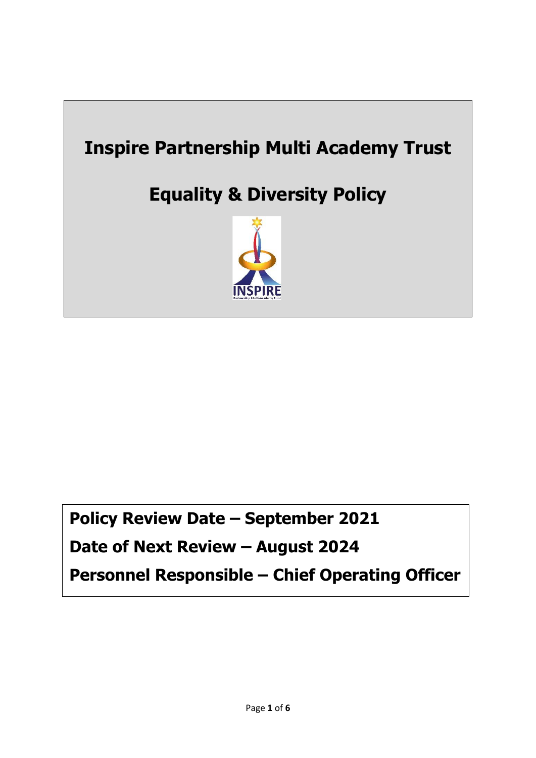# Inspire Partnership Multi Academy Trust

# Equality & Diversity Policy

**Policy Review Date – September 2021**

**Date of Next Review – August 2024**

**Personnel Responsible – Chief Operating Officer**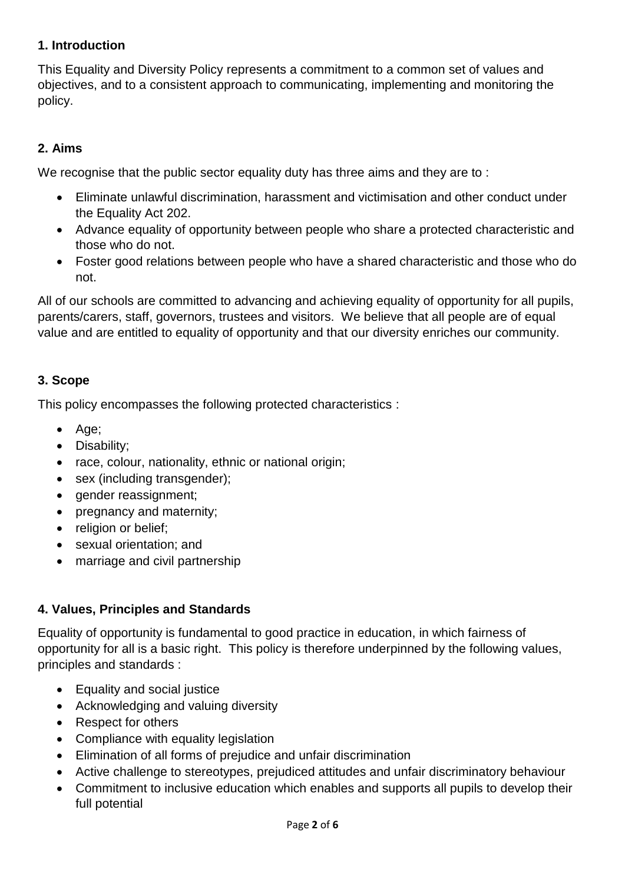## 1. Introduction

This Equality and Diversity Policy represents a commitment to a common set of values and objectives, and to a consistent approach to communicating, implementing and monitoring the policy.

## 2. Aims

We recognise that the public sector equality duty has three aims and they are to :

- Eliminate unlawful discrimination, harassment and victimisation and other conduct under the Equality Act 202.
- Advance equality of opportunity between people who share a protected characteristic and those who do not.
- Foster good relations between people who have a shared characteristic and those who do not.

All of our schools are committed to advancing and achieving equality of opportunity for all pupils, parents/carers, staff, governors, trustees and visitors. We believe that all people are of equal value and are entitled to equality of opportunity and that our diversity enriches our community.

## 3. Scope

This policy encompasses the following protected characteristics :

- Age;
- Disability;
- race, colour, nationality, ethnic or national origin;
- sex (including transgender);
- gender reassignment;
- pregnancy and maternity;
- religion or belief;
- sexual orientation; and
- marriage and civil partnership

## 4. Values, Principles and Standards

Equality of opportunity is fundamental to good practice in education, in which fairness of opportunity for all is a basic right. This policy is therefore underpinned by the following values, principles and standards :

- Equality and social justice
- Acknowledging and valuing diversity
- Respect for others
- Compliance with equality legislation
- Elimination of all forms of prejudice and unfair discrimination
- Active challenge to stereotypes, prejudiced attitudes and unfair discriminatory behaviour
- Commitment to inclusive education which enables and supports all pupils to develop their full potential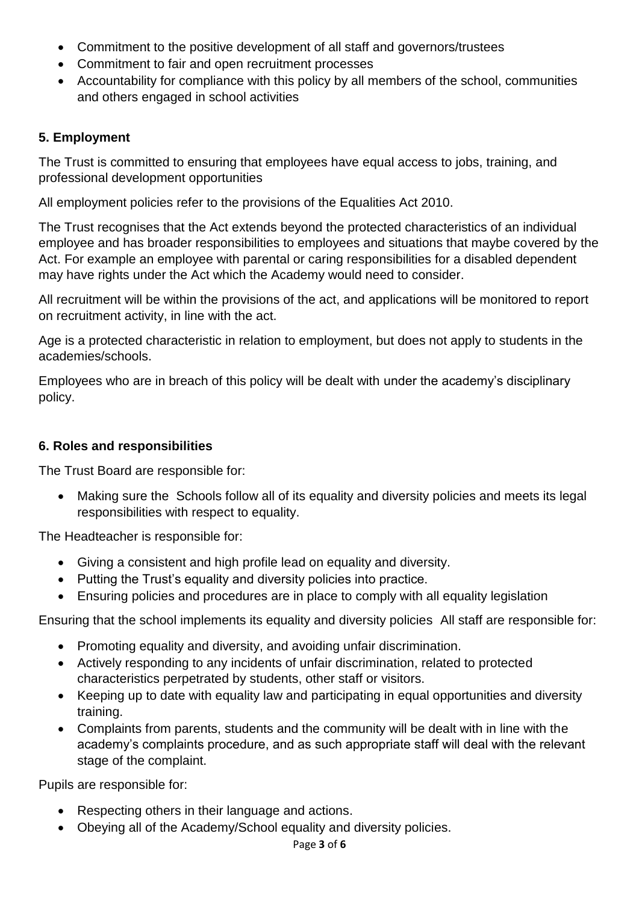- Commitment to the positive development of all staff and governors/trustees
- Commitment to fair and open recruitment processes
- Accountability for compliance with this policy by all members of the school, communities and others engaged in school activities

### 5. Employment

The Trust is committed to ensuring that employees have equal access to jobs, training, and professional development opportunities

All employment policies refer to the provisions of the Equalities Act 2010.

The Trust recognises that the Act extends beyond the protected characteristics of an individual employee and has broader responsibilities to employees and situations that maybe covered by the Act. For example an employee with parental or caring responsibilities for a disabled dependent may have rights under the Act which the Academy would need to consider.

All recruitment will be within the provisions of the act, and applications will be monitored to report on recruitment activity, in line with the act.

Age is a protected characteristic in relation to employment, but does not apply to students in the academies/schools.

Employees who are in breach of this policy will be dealt with under the academy's disciplinary policy.

### 6. Roles and responsibilities

The Trust Board are responsible for:

- Making sure the Schools follow all of its equality and diversity policies and meets its legal responsibilities with respect to equality.

The Headteacher is responsible for:

- Giving a consistent and high profile lead on equality and diversity.
- Putting the Trust's equality and diversity policies into practice.
- Ensuring policies and procedures are in place to comply with all equality legislation

Ensuring that the school implements its equality and diversity policies All staff are responsible for:

- Promoting equality and diversity, and avoiding unfair discrimination.
- Actively responding to any incidents of unfair discrimination, related to protected characteristics perpetrated by students, other staff or visitors.
- Keeping up to date with equality law and participating in equal opportunities and diversity training.
- Complaints from parents, students and the community will be dealt with in line with the academy's complaints procedure, and as such appropriate staff will deal with the relevant stage of the complaint.

Pupils are responsible for:

- Respecting others in their language and actions.
- Obeying all of the Academy/School equality and diversity policies.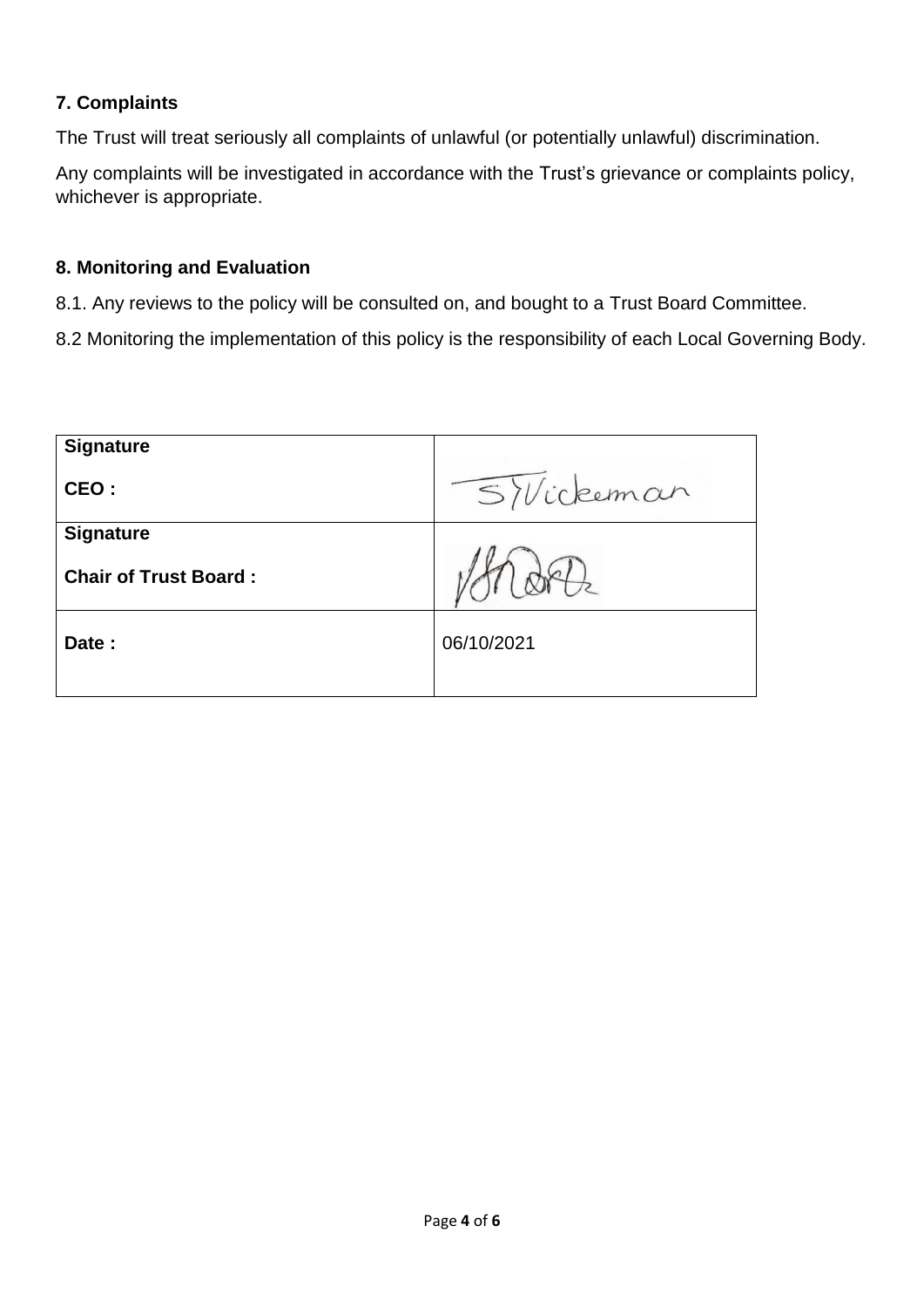## 7. Complaints

The Trust will treat seriously all complaints of unlawful (or potentially unlawful) discrimination.

Any complaints will be investigated in accordance with the Trust's grievance or complaints policy, whichever is appropriate.

## 8. Monitoring and Evaluation

8.1. Any reviews to the policy will be consulted on, and bought to a Trust Board Committee.

8.2 Monitoring the implementation of this policy is the responsibility of each Local Governing Body.

| | |
|---|---|
| **Signature**<br>**CEO :** | S Vickeman |
| **Signature**<br>**Chair of Trust Board :** | |
| **Date :** | 06/10/2021 |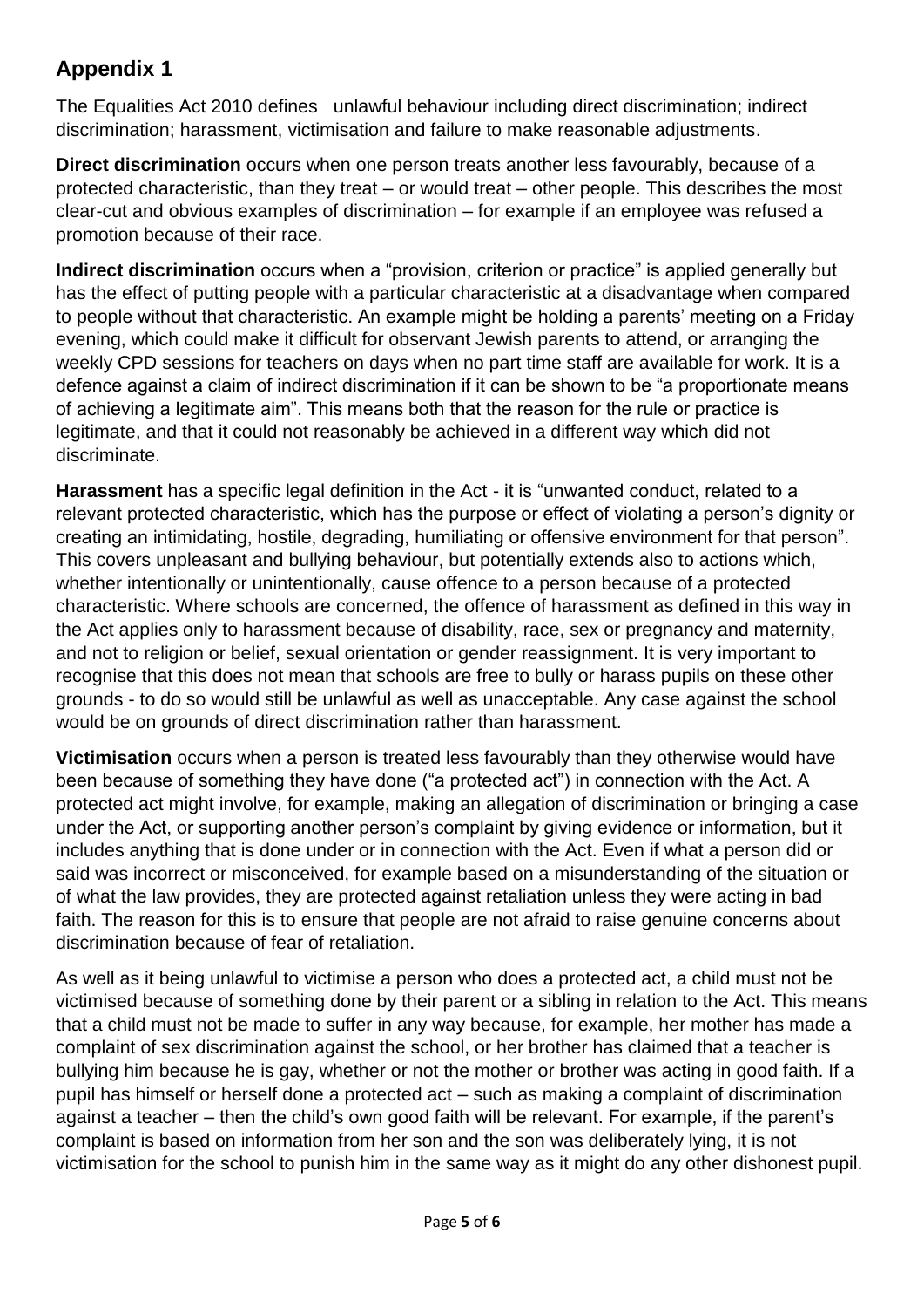## Appendix 1

The Equalities Act 2010 defines unlawful behaviour including direct discrimination; indirect discrimination; harassment, victimisation and failure to make reasonable adjustments.

**Direct discrimination** occurs when one person treats another less favourably, because of a protected characteristic, than they treat – or would treat – other people. This describes the most clear-cut and obvious examples of discrimination – for example if an employee was refused a promotion because of their race.

**Indirect discrimination** occurs when a "provision, criterion or practice" is applied generally but has the effect of putting people with a particular characteristic at a disadvantage when compared to people without that characteristic. An example might be holding a parents' meeting on a Friday evening, which could make it difficult for observant Jewish parents to attend, or arranging the weekly CPD sessions for teachers on days when no part time staff are available for work. It is a defence against a claim of indirect discrimination if it can be shown to be "a proportionate means of achieving a legitimate aim". This means both that the reason for the rule or practice is legitimate, and that it could not reasonably be achieved in a different way which did not discriminate.

**Harassment** has a specific legal definition in the Act - it is "unwanted conduct, related to a relevant protected characteristic, which has the purpose or effect of violating a person's dignity or creating an intimidating, hostile, degrading, humiliating or offensive environment for that person". This covers unpleasant and bullying behaviour, but potentially extends also to actions which, whether intentionally or unintentionally, cause offence to a person because of a protected characteristic. Where schools are concerned, the offence of harassment as defined in this way in the Act applies only to harassment because of disability, race, sex or pregnancy and maternity, and not to religion or belief, sexual orientation or gender reassignment. It is very important to recognise that this does not mean that schools are free to bully or harass pupils on these other grounds - to do so would still be unlawful as well as unacceptable. Any case against the school would be on grounds of direct discrimination rather than harassment.

**Victimisation** occurs when a person is treated less favourably than they otherwise would have been because of something they have done ("a protected act") in connection with the Act. A protected act might involve, for example, making an allegation of discrimination or bringing a case under the Act, or supporting another person's complaint by giving evidence or information, but it includes anything that is done under or in connection with the Act. Even if what a person did or said was incorrect or misconceived, for example based on a misunderstanding of the situation or of what the law provides, they are protected against retaliation unless they were acting in bad faith. The reason for this is to ensure that people are not afraid to raise genuine concerns about discrimination because of fear of retaliation.

As well as it being unlawful to victimise a person who does a protected act, a child must not be victimised because of something done by their parent or a sibling in relation to the Act. This means that a child must not be made to suffer in any way because, for example, her mother has made a complaint of sex discrimination against the school, or her brother has claimed that a teacher is bullying him because he is gay, whether or not the mother or brother was acting in good faith. If a pupil has himself or herself done a protected act – such as making a complaint of discrimination against a teacher – then the child's own good faith will be relevant. For example, if the parent's complaint is based on information from her son and the son was deliberately lying, it is not victimisation for the school to punish him in the same way as it might do any other dishonest pupil.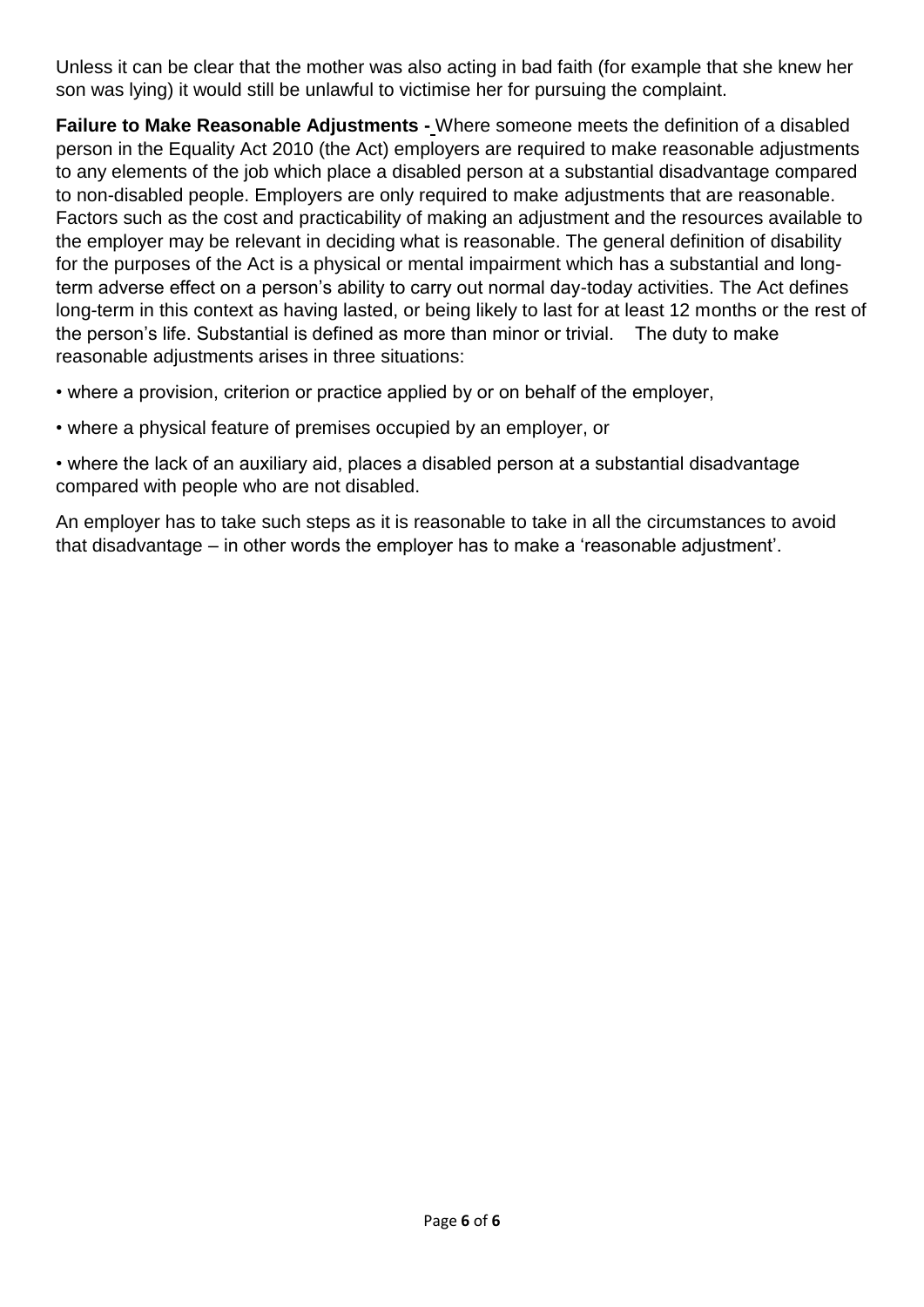Unless it can be clear that the mother was also acting in bad faith (for example that she knew her son was lying) it would still be unlawful to victimise her for pursuing the complaint.

**Failure to Make Reasonable Adjustments -** Where someone meets the definition of a disabled person in the Equality Act 2010 (the Act) employers are required to make reasonable adjustments to any elements of the job which place a disabled person at a substantial disadvantage compared to non-disabled people. Employers are only required to make adjustments that are reasonable. Factors such as the cost and practicability of making an adjustment and the resources available to the employer may be relevant in deciding what is reasonable. The general definition of disability for the purposes of the Act is a physical or mental impairment which has a substantial and long-term adverse effect on a person's ability to carry out normal day-today activities. The Act defines long-term in this context as having lasted, or being likely to last for at least 12 months or the rest of the person's life. Substantial is defined as more than minor or trivial. The duty to make reasonable adjustments arises in three situations:

- where a provision, criterion or practice applied by or on behalf of the employer,
- where a physical feature of premises occupied by an employer, or
- where the lack of an auxiliary aid, places a disabled person at a substantial disadvantage compared with people who are not disabled.

An employer has to take such steps as it is reasonable to take in all the circumstances to avoid that disadvantage – in other words the employer has to make a 'reasonable adjustment'.